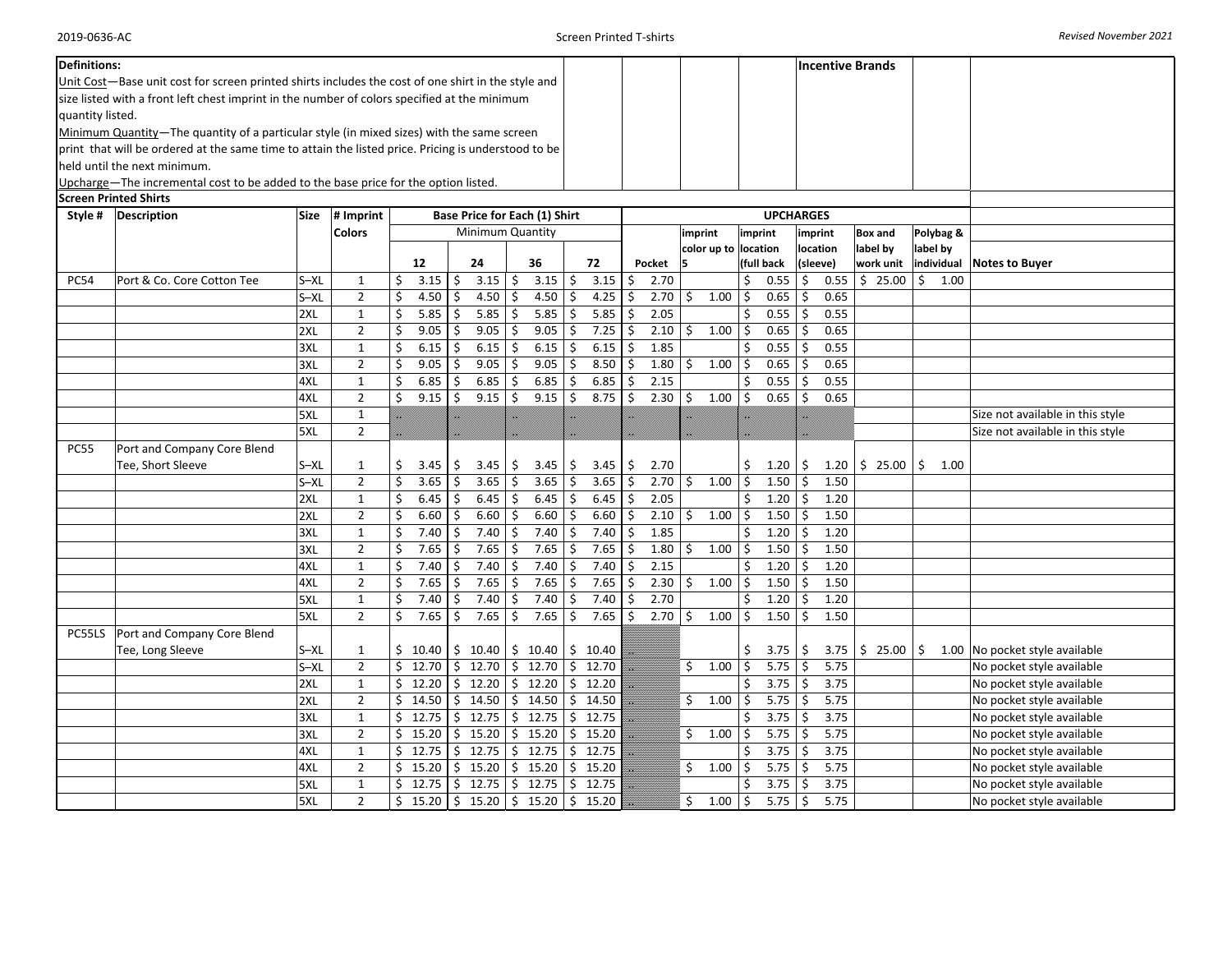## Definitions:

Unit Cost—Base unit cost for screen printed shirts includes the cost of one shirt in the style and size listed with a front left chest imprint in the number of colors specified at the minimum quantity listed.

Minimum Quantity—The quantity of a particular style (in mixed sizes) with the same screen print that will be ordered at the same time to attain the listed price. Pricing is understood to be held until the next minimum.

Upcharge—The incremental cost to be added to the base price for the option listed.

**Incentive Brands**

## Screen Printed Shirts

| Style # | Description | Size | # Imprint Colors | Base Price for Each (1) Shirt | | | | UPCHARGES | | | | | | Notes to Buyer |
|---|---|---|---|---|---|---|---|---|---|---|---|---|---|---|
| | | | | Minimum Quantity | | | | | | | | | | |
| | | | | 12 | 24 | 36 | 72 | Pocket | imprint color up to 5 | imprint location (full back | imprint location (sleeve) | Box and label by work unit | Polybag & label by individual | |
| PC54 | Port & Co. Core Cotton Tee | S–XL | 1 | $ 3.15 | $ 3.15 | $ 3.15 | $ 3.15 | $ 2.70 | | $ 0.55 | $ 0.55 | $ 25.00 | $ 1.00 | |
| | | S–XL | 2 | $ 4.50 | $ 4.50 | $ 4.50 | $ 4.25 | $ 2.70 | $ 1.00 | $ 0.65 | $ 0.65 | | | |
| | | 2XL | 1 | $ 5.85 | $ 5.85 | $ 5.85 | $ 5.85 | $ 2.05 | | $ 0.55 | $ 0.55 | | | |
| | | 2XL | 2 | $ 9.05 | $ 9.05 | $ 9.05 | $ 7.25 | $ 2.10 | $ 1.00 | $ 0.65 | $ 0.65 | | | |
| | | 3XL | 1 | $ 6.15 | $ 6.15 | $ 6.15 | $ 6.15 | $ 1.85 | | $ 0.55 | $ 0.55 | | | |
| | | 3XL | 2 | $ 9.05 | $ 9.05 | $ 9.05 | $ 8.50 | $ 1.80 | $ 1.00 | $ 0.65 | $ 0.65 | | | |
| | | 4XL | 1 | $ 6.85 | $ 6.85 | $ 6.85 | $ 6.85 | $ 2.15 | | $ 0.55 | $ 0.55 | | | |
| | | 4XL | 2 | $ 9.15 | $ 9.15 | $ 9.15 | $ 8.75 | $ 2.30 | $ 1.00 | $ 0.65 | $ 0.65 | | | |
| | | 5XL | 1 | .. | .. | .. | .. | .. | .. | .. | .. | | | Size not available in this style |
| | | 5XL | 2 | .. | .. | .. | .. | .. | .. | .. | .. | | | Size not available in this style |
| PC55 | Port and Company Core Blend Tee, Short Sleeve | S–XL | 1 | $ 3.45 | $ 3.45 | $ 3.45 | $ 3.45 | $ 2.70 | | $ 1.20 | $ 1.20 | $ 25.00 | $ 1.00 | |
| | | S–XL | 2 | $ 3.65 | $ 3.65 | $ 3.65 | $ 3.65 | $ 2.70 | $ 1.00 | $ 1.50 | $ 1.50 | | | |
| | | 2XL | 1 | $ 6.45 | $ 6.45 | $ 6.45 | $ 6.45 | $ 2.05 | | $ 1.20 | $ 1.20 | | | |
| | | 2XL | 2 | $ 6.60 | $ 6.60 | $ 6.60 | $ 6.60 | $ 2.10 | $ 1.00 | $ 1.50 | $ 1.50 | | | |
| | | 3XL | 1 | $ 7.40 | $ 7.40 | $ 7.40 | $ 7.40 | $ 1.85 | | $ 1.20 | $ 1.20 | | | |
| | | 3XL | 2 | $ 7.65 | $ 7.65 | $ 7.65 | $ 7.65 | $ 1.80 | $ 1.00 | $ 1.50 | $ 1.50 | | | |
| | | 4XL | 1 | $ 7.40 | $ 7.40 | $ 7.40 | $ 7.40 | $ 2.15 | | $ 1.20 | $ 1.20 | | | |
| | | 4XL | 2 | $ 7.65 | $ 7.65 | $ 7.65 | $ 7.65 | $ 2.30 | $ 1.00 | $ 1.50 | $ 1.50 | | | |
| | | 5XL | 1 | $ 7.40 | $ 7.40 | $ 7.40 | $ 7.40 | $ 2.70 | | $ 1.20 | $ 1.20 | | | |
| | | 5XL | 2 | $ 7.65 | $ 7.65 | $ 7.65 | $ 7.65 | $ 2.70 | $ 1.00 | $ 1.50 | $ 1.50 | | | |
| PC55LS | Port and Company Core Blend Tee, Long Sleeve | S–XL | 1 | $ 10.40 | $ 10.40 | $ 10.40 | $ 10.40 | .. | | $ 3.75 | $ 3.75 | $ 25.00 | $ 1.00 | No pocket style available |
| | | S–XL | 2 | $ 12.70 | $ 12.70 | $ 12.70 | $ 12.70 | .. | $ 1.00 | $ 5.75 | $ 5.75 | | | No pocket style available |
| | | 2XL | 1 | $ 12.20 | $ 12.20 | $ 12.20 | $ 12.20 | .. | | $ 3.75 | $ 3.75 | | | No pocket style available |
| | | 2XL | 2 | $ 14.50 | $ 14.50 | $ 14.50 | $ 14.50 | .. | $ 1.00 | $ 5.75 | $ 5.75 | | | No pocket style available |
| | | 3XL | 1 | $ 12.75 | $ 12.75 | $ 12.75 | $ 12.75 | .. | | $ 3.75 | $ 3.75 | | | No pocket style available |
| | | 3XL | 2 | $ 15.20 | $ 15.20 | $ 15.20 | $ 15.20 | .. | $ 1.00 | $ 5.75 | $ 5.75 | | | No pocket style available |
| | | 4XL | 1 | $ 12.75 | $ 12.75 | $ 12.75 | $ 12.75 | .. | | $ 3.75 | $ 3.75 | | | No pocket style available |
| | | 4XL | 2 | $ 15.20 | $ 15.20 | $ 15.20 | $ 15.20 | .. | $ 1.00 | $ 5.75 | $ 5.75 | | | No pocket style available |
| | | 5XL | 1 | $ 12.75 | $ 12.75 | $ 12.75 | $ 12.75 | .. | | $ 3.75 | $ 3.75 | | | No pocket style available |
| | | 5XL | 2 | $ 15.20 | $ 15.20 | $ 15.20 | $ 15.20 | .. | $ 1.00 | $ 5.75 | $ 5.75 | | | No pocket style available |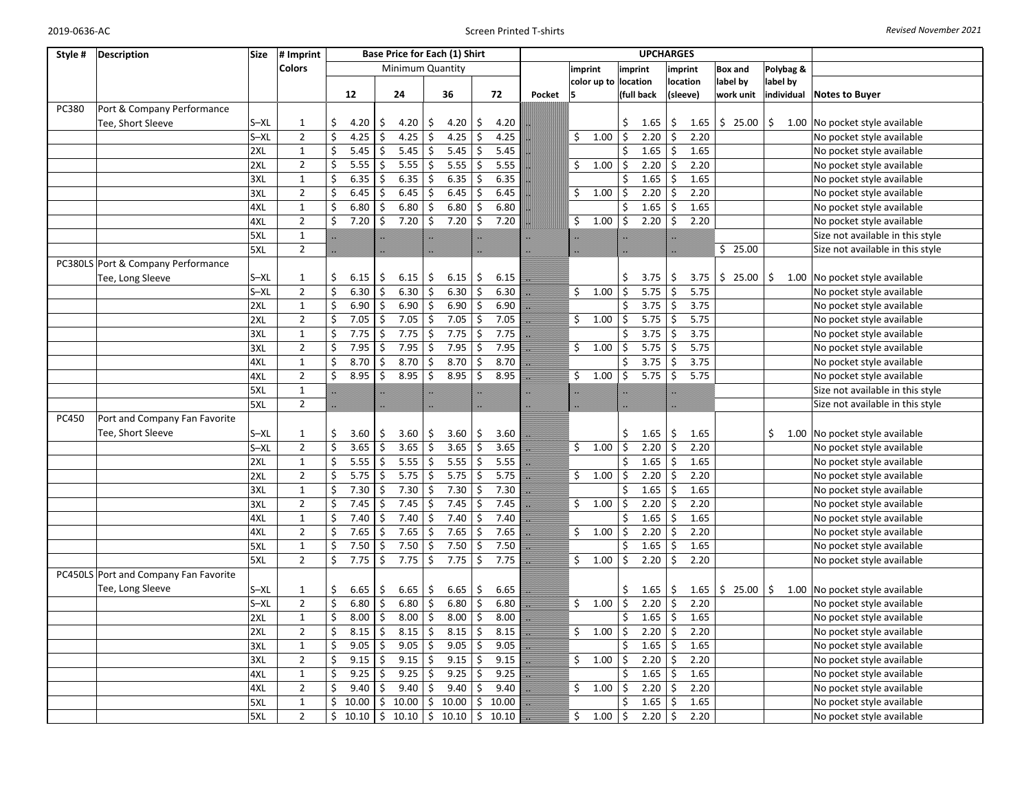Screen Printed T-shirts

*Revised November 2021*

| Style # | Description | Size | # Imprint Colors | Base Price for Each (1) Shirt | | | | UPCHARGES | | | | | | Notes to Buyer |
|---|---|---|---|---|---|---|---|---|---|---|---|---|---|---|
| | | | | Minimum Quantity | | | | | | | | | | |
| | | | | 12 | 24 | 36 | 72 | Pocket | imprint color up to 5 | imprint location (full back | imprint location (sleeve) | Box and label by work unit | Polybag & label by individual | |
| PC380 | Port & Company Performance Tee, Short Sleeve | S–XL | 1 | $ 4.20 | $ 4.20 | $ 4.20 | $ 4.20 | | | $ 1.65 | $ 1.65 | $ 25.00 | $ 1.00 | No pocket style available |
| | | S–XL | 2 | $ 4.25 | $ 4.25 | $ 4.25 | $ 4.25 | | $ 1.00 | $ 2.20 | $ 2.20 | | | No pocket style available |
| | | 2XL | 1 | $ 5.45 | $ 5.45 | $ 5.45 | $ 5.45 | | | $ 1.65 | $ 1.65 | | | No pocket style available |
| | | 2XL | 2 | $ 5.55 | $ 5.55 | $ 5.55 | $ 5.55 | | $ 1.00 | $ 2.20 | $ 2.20 | | | No pocket style available |
| | | 3XL | 1 | $ 6.35 | $ 6.35 | $ 6.35 | $ 6.35 | | | $ 1.65 | $ 1.65 | | | No pocket style available |
| | | 3XL | 2 | $ 6.45 | $ 6.45 | $ 6.45 | $ 6.45 | | $ 1.00 | $ 2.20 | $ 2.20 | | | No pocket style available |
| | | 4XL | 1 | $ 6.80 | $ 6.80 | $ 6.80 | $ 6.80 | | | $ 1.65 | $ 1.65 | | | No pocket style available |
| | | 4XL | 2 | $ 7.20 | $ 7.20 | $ 7.20 | $ 7.20 | | $ 1.00 | $ 2.20 | $ 2.20 | | | No pocket style available |
| | | 5XL | 1 | .. | .. | .. | .. | .. | .. | .. | .. | | | Size not available in this style |
| | | 5XL | 2 | .. | .. | .. | .. | .. | .. | .. | .. | $ 25.00 | | Size not available in this style |
| PC380LS | Port & Company Performance Tee, Long Sleeve | S–XL | 1 | $ 6.15 | $ 6.15 | $ 6.15 | $ 6.15 | .. | | $ 3.75 | $ 3.75 | $ 25.00 | $ 1.00 | No pocket style available |
| | | S–XL | 2 | $ 6.30 | $ 6.30 | $ 6.30 | $ 6.30 | .. | $ 1.00 | $ 5.75 | $ 5.75 | | | No pocket style available |
| | | 2XL | 1 | $ 6.90 | $ 6.90 | $ 6.90 | $ 6.90 | .. | | $ 3.75 | $ 3.75 | | | No pocket style available |
| | | 2XL | 2 | $ 7.05 | $ 7.05 | $ 7.05 | $ 7.05 | .. | $ 1.00 | $ 5.75 | $ 5.75 | | | No pocket style available |
| | | 3XL | 1 | $ 7.75 | $ 7.75 | $ 7.75 | $ 7.75 | .. | | $ 3.75 | $ 3.75 | | | No pocket style available |
| | | 3XL | 2 | $ 7.95 | $ 7.95 | $ 7.95 | $ 7.95 | .. | $ 1.00 | $ 5.75 | $ 5.75 | | | No pocket style available |
| | | 4XL | 1 | $ 8.70 | $ 8.70 | $ 8.70 | $ 8.70 | .. | | $ 3.75 | $ 3.75 | | | No pocket style available |
| | | 4XL | 2 | $ 8.95 | $ 8.95 | $ 8.95 | $ 8.95 | .. | $ 1.00 | $ 5.75 | $ 5.75 | | | No pocket style available |
| | | 5XL | 1 | .. | .. | .. | .. | .. | .. | .. | .. | | | Size not available in this style |
| | | 5XL | 2 | .. | .. | .. | .. | .. | .. | .. | .. | | | Size not available in this style |
| PC450 | Port and Company Fan Favorite Tee, Short Sleeve | S–XL | 1 | $ 3.60 | $ 3.60 | $ 3.60 | $ 3.60 | .. | | $ 1.65 | $ 1.65 | | $ 1.00 | No pocket style available |
| | | S–XL | 2 | $ 3.65 | $ 3.65 | $ 3.65 | $ 3.65 | .. | $ 1.00 | $ 2.20 | $ 2.20 | | | No pocket style available |
| | | 2XL | 1 | $ 5.55 | $ 5.55 | $ 5.55 | $ 5.55 | .. | | $ 1.65 | $ 1.65 | | | No pocket style available |
| | | 2XL | 2 | $ 5.75 | $ 5.75 | $ 5.75 | $ 5.75 | .. | $ 1.00 | $ 2.20 | $ 2.20 | | | No pocket style available |
| | | 3XL | 1 | $ 7.30 | $ 7.30 | $ 7.30 | $ 7.30 | .. | | $ 1.65 | $ 1.65 | | | No pocket style available |
| | | 3XL | 2 | $ 7.45 | $ 7.45 | $ 7.45 | $ 7.45 | .. | $ 1.00 | $ 2.20 | $ 2.20 | | | No pocket style available |
| | | 4XL | 1 | $ 7.40 | $ 7.40 | $ 7.40 | $ 7.40 | .. | | $ 1.65 | $ 1.65 | | | No pocket style available |
| | | 4XL | 2 | $ 7.65 | $ 7.65 | $ 7.65 | $ 7.65 | .. | $ 1.00 | $ 2.20 | $ 2.20 | | | No pocket style available |
| | | 5XL | 1 | $ 7.50 | $ 7.50 | $ 7.50 | $ 7.50 | .. | | $ 1.65 | $ 1.65 | | | No pocket style available |
| | | 5XL | 2 | $ 7.75 | $ 7.75 | $ 7.75 | $ 7.75 | .. | $ 1.00 | $ 2.20 | $ 2.20 | | | No pocket style available |
| PC450LS | Port and Company Fan Favorite Tee, Long Sleeve | S–XL | 1 | $ 6.65 | $ 6.65 | $ 6.65 | $ 6.65 | .. | | $ 1.65 | $ 1.65 | $ 25.00 | $ 1.00 | No pocket style available |
| | | S–XL | 2 | $ 6.80 | $ 6.80 | $ 6.80 | $ 6.80 | .. | $ 1.00 | $ 2.20 | $ 2.20 | | | No pocket style available |
| | | 2XL | 1 | $ 8.00 | $ 8.00 | $ 8.00 | $ 8.00 | .. | | $ 1.65 | $ 1.65 | | | No pocket style available |
| | | 2XL | 2 | $ 8.15 | $ 8.15 | $ 8.15 | $ 8.15 | .. | $ 1.00 | $ 2.20 | $ 2.20 | | | No pocket style available |
| | | 3XL | 1 | $ 9.05 | $ 9.05 | $ 9.05 | $ 9.05 | .. | | $ 1.65 | $ 1.65 | | | No pocket style available |
| | | 3XL | 2 | $ 9.15 | $ 9.15 | $ 9.15 | $ 9.15 | .. | $ 1.00 | $ 2.20 | $ 2.20 | | | No pocket style available |
| | | 4XL | 1 | $ 9.25 | $ 9.25 | $ 9.25 | $ 9.25 | .. | | $ 1.65 | $ 1.65 | | | No pocket style available |
| | | 4XL | 2 | $ 9.40 | $ 9.40 | $ 9.40 | $ 9.40 | .. | $ 1.00 | $ 2.20 | $ 2.20 | | | No pocket style available |
| | | 5XL | 1 | $ 10.00 | $ 10.00 | $ 10.00 | $ 10.00 | .. | | $ 1.65 | $ 1.65 | | | No pocket style available |
| | | 5XL | 2 | $ 10.10 | $ 10.10 | $ 10.10 | $ 10.10 | .. | $ 1.00 | $ 2.20 | $ 2.20 | | | No pocket style available |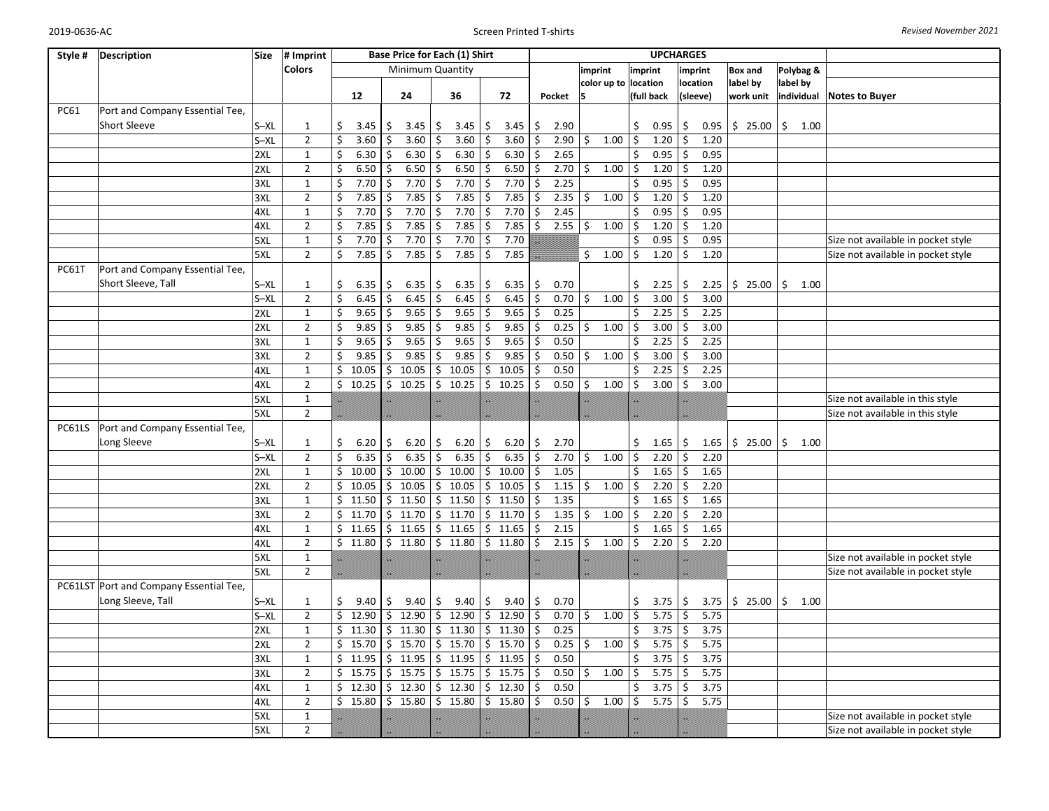# Screen Printed T-shirts

2019-0636-AC — *Revised November 2021*

| Style # | Description | Size | # Imprint Colors | Base Price for Each (1) Shirt — Minimum Quantity 12 | 24 | 36 | 72 | UPCHARGES — Pocket | imprint color up to 5 | imprint location (full back | imprint location (sleeve) | Box and label by work unit | Polybag & label by individual | Notes to Buyer |
|---|---|---|---|---|---|---|---|---|---|---|---|---|---|---|
| PC61 | Port and Company Essential Tee, Short Sleeve | S–XL | 1 | $ 3.45 | $ 3.45 | $ 3.45 | $ 3.45 | $ 2.90 | | $ 0.95 | $ 0.95 | $ 25.00 | $ 1.00 | |
| | | S–XL | 2 | $ 3.60 | $ 3.60 | $ 3.60 | $ 3.60 | $ 2.90 | $ 1.00 | $ 1.20 | $ 1.20 | | | |
| | | 2XL | 1 | $ 6.30 | $ 6.30 | $ 6.30 | $ 6.30 | $ 2.65 | | $ 0.95 | $ 0.95 | | | |
| | | 2XL | 2 | $ 6.50 | $ 6.50 | $ 6.50 | $ 6.50 | $ 2.70 | $ 1.00 | $ 1.20 | $ 1.20 | | | |
| | | 3XL | 1 | $ 7.70 | $ 7.70 | $ 7.70 | $ 7.70 | $ 2.25 | | $ 0.95 | $ 0.95 | | | |
| | | 3XL | 2 | $ 7.85 | $ 7.85 | $ 7.85 | $ 7.85 | $ 2.35 | $ 1.00 | $ 1.20 | $ 1.20 | | | |
| | | 4XL | 1 | $ 7.70 | $ 7.70 | $ 7.70 | $ 7.70 | $ 2.45 | | $ 0.95 | $ 0.95 | | | |
| | | 4XL | 2 | $ 7.85 | $ 7.85 | $ 7.85 | $ 7.85 | $ 2.55 | $ 1.00 | $ 1.20 | $ 1.20 | | | |
| | | 5XL | 1 | $ 7.70 | $ 7.70 | $ 7.70 | $ 7.70 | | | $ 0.95 | $ 0.95 | | | Size not available in pocket style |
| | | 5XL | 2 | $ 7.85 | $ 7.85 | $ 7.85 | $ 7.85 | | $ 1.00 | $ 1.20 | $ 1.20 | | | Size not available in pocket style |
| PC61T | Port and Company Essential Tee, Short Sleeve, Tall | S–XL | 1 | $ 6.35 | $ 6.35 | $ 6.35 | $ 6.35 | $ 0.70 | | $ 2.25 | $ 2.25 | $ 25.00 | $ 1.00 | |
| | | S–XL | 2 | $ 6.45 | $ 6.45 | $ 6.45 | $ 6.45 | $ 0.70 | $ 1.00 | $ 3.00 | $ 3.00 | | | |
| | | 2XL | 1 | $ 9.65 | $ 9.65 | $ 9.65 | $ 9.65 | $ 0.25 | | $ 2.25 | $ 2.25 | | | |
| | | 2XL | 2 | $ 9.85 | $ 9.85 | $ 9.85 | $ 9.85 | $ 0.25 | $ 1.00 | $ 3.00 | $ 3.00 | | | |
| | | 3XL | 1 | $ 9.65 | $ 9.65 | $ 9.65 | $ 9.65 | $ 0.50 | | $ 2.25 | $ 2.25 | | | |
| | | 3XL | 2 | $ 9.85 | $ 9.85 | $ 9.85 | $ 9.85 | $ 0.50 | $ 1.00 | $ 3.00 | $ 3.00 | | | |
| | | 4XL | 1 | $ 10.05 | $ 10.05 | $ 10.05 | $ 10.05 | $ 0.50 | | $ 2.25 | $ 2.25 | | | |
| | | 4XL | 2 | $ 10.25 | $ 10.25 | $ 10.25 | $ 10.25 | $ 0.50 | $ 1.00 | $ 3.00 | $ 3.00 | | | |
| | | 5XL | 1 | | | | | | | | | | | Size not available in this style |
| | | 5XL | 2 | | | | | | | | | | | Size not available in this style |
| PC61LS | Port and Company Essential Tee, Long Sleeve | S–XL | 1 | $ 6.20 | $ 6.20 | $ 6.20 | $ 6.20 | $ 2.70 | | $ 1.65 | $ 1.65 | $ 25.00 | $ 1.00 | |
| | | S–XL | 2 | $ 6.35 | $ 6.35 | $ 6.35 | $ 6.35 | $ 2.70 | $ 1.00 | $ 2.20 | $ 2.20 | | | |
| | | 2XL | 1 | $ 10.00 | $ 10.00 | $ 10.00 | $ 10.00 | $ 1.05 | | $ 1.65 | $ 1.65 | | | |
| | | 2XL | 2 | $ 10.05 | $ 10.05 | $ 10.05 | $ 10.05 | $ 1.15 | $ 1.00 | $ 2.20 | $ 2.20 | | | |
| | | 3XL | 1 | $ 11.50 | $ 11.50 | $ 11.50 | $ 11.50 | $ 1.35 | | $ 1.65 | $ 1.65 | | | |
| | | 3XL | 2 | $ 11.70 | $ 11.70 | $ 11.70 | $ 11.70 | $ 1.35 | $ 1.00 | $ 2.20 | $ 2.20 | | | |
| | | 4XL | 1 | $ 11.65 | $ 11.65 | $ 11.65 | $ 11.65 | $ 2.15 | | $ 1.65 | $ 1.65 | | | |
| | | 4XL | 2 | $ 11.80 | $ 11.80 | $ 11.80 | $ 11.80 | $ 2.15 | $ 1.00 | $ 2.20 | $ 2.20 | | | |
| | | 5XL | 1 | | | | | | | | | | | Size not available in pocket style |
| | | 5XL | 2 | | | | | | | | | | | Size not available in pocket style |
| PC61LST | Port and Company Essential Tee, Long Sleeve, Tall | S–XL | 1 | $ 9.40 | $ 9.40 | $ 9.40 | $ 9.40 | $ 0.70 | | $ 3.75 | $ 3.75 | $ 25.00 | $ 1.00 | |
| | | S–XL | 2 | $ 12.90 | $ 12.90 | $ 12.90 | $ 12.90 | $ 0.70 | $ 1.00 | $ 5.75 | $ 5.75 | | | |
| | | 2XL | 1 | $ 11.30 | $ 11.30 | $ 11.30 | $ 11.30 | $ 0.25 | | $ 3.75 | $ 3.75 | | | |
| | | 2XL | 2 | $ 15.70 | $ 15.70 | $ 15.70 | $ 15.70 | $ 0.25 | $ 1.00 | $ 5.75 | $ 5.75 | | | |
| | | 3XL | 1 | $ 11.95 | $ 11.95 | $ 11.95 | $ 11.95 | $ 0.50 | | $ 3.75 | $ 3.75 | | | |
| | | 3XL | 2 | $ 15.75 | $ 15.75 | $ 15.75 | $ 15.75 | $ 0.50 | $ 1.00 | $ 5.75 | $ 5.75 | | | |
| | | 4XL | 1 | $ 12.30 | $ 12.30 | $ 12.30 | $ 12.30 | $ 0.50 | | $ 3.75 | $ 3.75 | | | |
| | | 4XL | 2 | $ 15.80 | $ 15.80 | $ 15.80 | $ 15.80 | $ 0.50 | $ 1.00 | $ 5.75 | $ 5.75 | | | |
| | | 5XL | 1 | | | | | | | | | | | Size not available in pocket style |
| | | 5XL | 2 | | | | | | | | | | | Size not available in pocket style |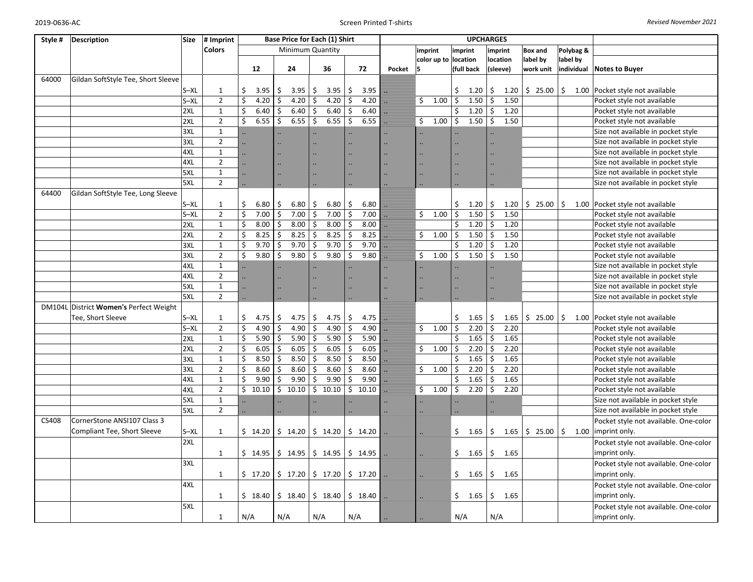Screen Printed T-shirts

| Style # | Description | Size | # Imprint Colors | Base Price for Each (1) Shirt | | | | UPCHARGES | | | | | | | |
|---|---|---|---|---|---|---|---|---|---|---|---|---|---|---|
| | | | | Minimum Quantity | | | | | | | | | | | |
| | | | | 12 | 24 | 36 | 72 | Pocket | imprint color up to 5 | imprint location (full back | imprint location (sleeve) | Box and label by work unit | Polybag & label by individual | Notes to Buyer |
| 64000 | Gildan SoftStyle Tee, Short Sleeve | | | | | | | | | | | | | |
| | | S–XL | 1 | $ 3.95 | $ 3.95 | $ 3.95 | $ 3.95 | .. | | $ 1.20 | $ 1.20 | $ 25.00 | $ 1.00 | Pocket style not available |
| | | S–XL | 2 | $ 4.20 | $ 4.20 | $ 4.20 | $ 4.20 | .. | $ 1.00 | $ 1.50 | $ 1.50 | | | Pocket style not available |
| | | 2XL | 1 | $ 6.40 | $ 6.40 | $ 6.40 | $ 6.40 | .. | | $ 1.20 | $ 1.20 | | | Pocket style not available |
| | | 2XL | 2 | $ 6.55 | $ 6.55 | $ 6.55 | $ 6.55 | .. | $ 1.00 | $ 1.50 | $ 1.50 | | | Pocket style not available |
| | | 3XL | 1 | .. | .. | .. | .. | .. | .. | .. | .. | | | Size not available in pocket style |
| | | 3XL | 2 | .. | .. | .. | .. | .. | .. | .. | .. | | | Size not available in pocket style |
| | | 4XL | 1 | .. | .. | .. | .. | .. | .. | .. | .. | | | Size not available in pocket style |
| | | 4XL | 2 | .. | .. | .. | .. | .. | .. | .. | .. | | | Size not available in pocket style |
| | | 5XL | 1 | .. | .. | .. | .. | .. | .. | .. | .. | | | Size not available in pocket style |
| | | 5XL | 2 | .. | .. | .. | .. | .. | .. | .. | .. | | | Size not available in pocket style |
| 64400 | Gildan SoftStyle Tee, Long Sleeve | | | | | | | | | | | | | |
| | | S–XL | 1 | $ 6.80 | $ 6.80 | $ 6.80 | $ 6.80 | .. | | $ 1.20 | $ 1.20 | $ 25.00 | $ 1.00 | Pocket style not available |
| | | S–XL | 2 | $ 7.00 | $ 7.00 | $ 7.00 | $ 7.00 | .. | $ 1.00 | $ 1.50 | $ 1.50 | | | Pocket style not available |
| | | 2XL | 1 | $ 8.00 | $ 8.00 | $ 8.00 | $ 8.00 | .. | | $ 1.20 | $ 1.20 | | | Pocket style not available |
| | | 2XL | 2 | $ 8.25 | $ 8.25 | $ 8.25 | $ 8.25 | .. | $ 1.00 | $ 1.50 | $ 1.50 | | | Pocket style not available |
| | | 3XL | 1 | $ 9.70 | $ 9.70 | $ 9.70 | $ 9.70 | .. | | $ 1.20 | $ 1.20 | | | Pocket style not available |
| | | 3XL | 2 | $ 9.80 | $ 9.80 | $ 9.80 | $ 9.80 | .. | $ 1.00 | $ 1.50 | $ 1.50 | | | Pocket style not available |
| | | 4XL | 1 | .. | .. | .. | .. | .. | .. | .. | .. | | | Size not available in pocket style |
| | | 4XL | 2 | .. | .. | .. | .. | .. | .. | .. | .. | | | Size not available in pocket style |
| | | 5XL | 1 | .. | .. | .. | .. | .. | .. | .. | .. | | | Size not available in pocket style |
| | | 5XL | 2 | .. | .. | .. | .. | .. | .. | .. | .. | | | Size not available in pocket style |
| DM104L | District **Women's** Perfect Weight Tee, Short Sleeve | S–XL | 1 | $ 4.75 | $ 4.75 | $ 4.75 | $ 4.75 | .. | | $ 1.65 | $ 1.65 | $ 25.00 | $ 1.00 | Pocket style not available |
| | | S–XL | 2 | $ 4.90 | $ 4.90 | $ 4.90 | $ 4.90 | .. | $ 1.00 | $ 2.20 | $ 2.20 | | | Pocket style not available |
| | | 2XL | 1 | $ 5.90 | $ 5.90 | $ 5.90 | $ 5.90 | .. | | $ 1.65 | $ 1.65 | | | Pocket style not available |
| | | 2XL | 2 | $ 6.05 | $ 6.05 | $ 6.05 | $ 6.05 | .. | $ 1.00 | $ 2.20 | $ 2.20 | | | Pocket style not available |
| | | 3XL | 1 | $ 8.50 | $ 8.50 | $ 8.50 | $ 8.50 | .. | | $ 1.65 | $ 1.65 | | | Pocket style not available |
| | | 3XL | 2 | $ 8.60 | $ 8.60 | $ 8.60 | $ 8.60 | .. | $ 1.00 | $ 2.20 | $ 2.20 | | | Pocket style not available |
| | | 4XL | 1 | $ 9.90 | $ 9.90 | $ 9.90 | $ 9.90 | .. | | $ 1.65 | $ 1.65 | | | Pocket style not available |
| | | 4XL | 2 | $ 10.10 | $ 10.10 | $ 10.10 | $ 10.10 | .. | $ 1.00 | $ 2.20 | $ 2.20 | | | Pocket style not available |
| | | 5XL | 1 | .. | .. | .. | .. | .. | .. | .. | .. | | | Size not available in pocket style |
| | | 5XL | 2 | .. | .. | .. | .. | .. | .. | .. | .. | | | Size not available in pocket style |
| CS408 | CornerStone ANSI107 Class 3 Compliant Tee, Short Sleeve | S–XL | 1 | $ 14.20 | $ 14.20 | $ 14.20 | $ 14.20 | .. | .. | $ 1.65 | $ 1.65 | $ 25.00 | $ 1.00 | Pocket style not available. One-color imprint only. |
| | | 2XL | 1 | $ 14.95 | $ 14.95 | $ 14.95 | $ 14.95 | .. | .. | $ 1.65 | $ 1.65 | | | Pocket style not available. One-color imprint only. |
| | | 3XL | 1 | $ 17.20 | $ 17.20 | $ 17.20 | $ 17.20 | .. | .. | $ 1.65 | $ 1.65 | | | Pocket style not available. One-color imprint only. |
| | | 4XL | 1 | $ 18.40 | $ 18.40 | $ 18.40 | $ 18.40 | .. | .. | $ 1.65 | $ 1.65 | | | Pocket style not available. One-color imprint only. |
| | | 5XL | 1 | N/A | N/A | N/A | N/A | .. | .. | N/A | N/A | | | Pocket style not available. One-color imprint only. |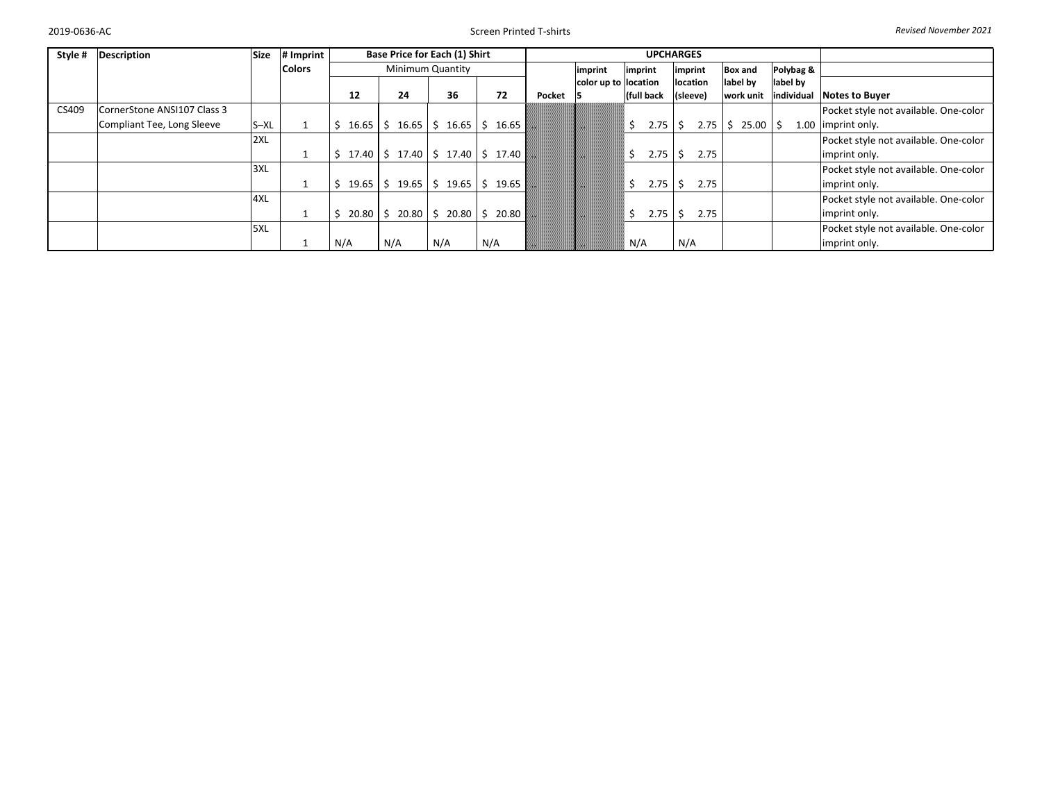| Style # | Description | Size | # Imprint Colors | Base Price for Each (1) Shirt | | | | UPCHARGES | | | | | | | |
|---|---|---|---|---|---|---|---|---|---|---|---|---|---|---|
| | | | | Minimum Quantity | | | | | | | | | | |
| | | | | 12 | 24 | 36 | 72 | Pocket | imprint color up to 5 | imprint location (full back | imprint location (sleeve) | Box and label by work unit | Polybag & label by individual | Notes to Buyer |
| CS409 | CornerStone ANSI107 Class 3 Compliant Tee, Long Sleeve | S–XL | 1 | $ 16.65 | $ 16.65 | $ 16.65 | $ 16.65 | | | $ 2.75 | $ 2.75 | $ 25.00 | $ 1.00 | Pocket style not available. One-color imprint only. |
| | | 2XL | 1 | $ 17.40 | $ 17.40 | $ 17.40 | $ 17.40 | | | $ 2.75 | $ 2.75 | | | Pocket style not available. One-color imprint only. |
| | | 3XL | 1 | $ 19.65 | $ 19.65 | $ 19.65 | $ 19.65 | | | $ 2.75 | $ 2.75 | | | Pocket style not available. One-color imprint only. |
| | | 4XL | 1 | $ 20.80 | $ 20.80 | $ 20.80 | $ 20.80 | | | $ 2.75 | $ 2.75 | | | Pocket style not available. One-color imprint only. |
| | | 5XL | 1 | N/A | N/A | N/A | N/A | | | N/A | N/A | | | Pocket style not available. One-color imprint only. |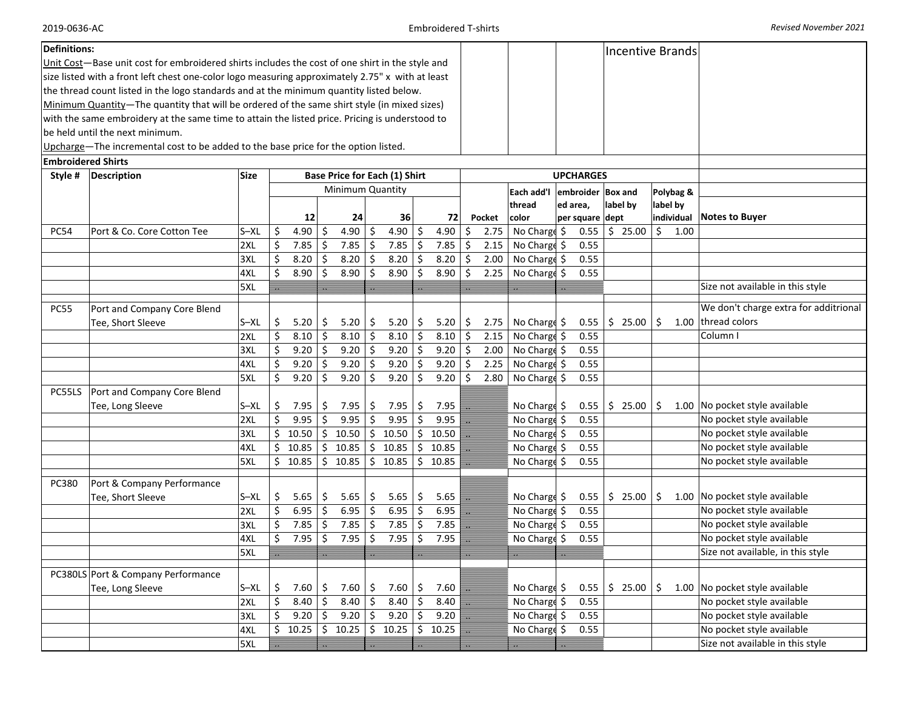**Definitions:**

Unit Cost—Base unit cost for embroidered shirts includes the cost of one shirt in the style and size listed with a front left chest one-color logo measuring approximately 2.75" x with at least the thread count listed in the logo standards and at the minimum quantity listed below.

Minimum Quantity—The quantity that will be ordered of the same shirt style (in mixed sizes) with the same embroidery at the same time to attain the listed price. Pricing is understood to be held until the next minimum.

Upcharge—The incremental cost to be added to the base price for the option listed.

Incentive Brands

**Embroidered Shirts**

| Style # | Description | Size | Base Price for Each (1) Shirt | | | | UPCHARGES | | | | | |
|---|---|---|---|---|---|---|---|---|---|---|---|---|
| | | | Minimum Quantity | | | | | | | | | |
| | | | 12 | 24 | 36 | 72 | Pocket | Each add'l thread color | embroidered area, per square | Box and label by dept | Polybag & label by individual | Notes to Buyer |
| PC54 | Port & Co. Core Cotton Tee | S–XL | $ 4.90 | $ 4.90 | $ 4.90 | $ 4.90 | $ 2.75 | No Charge | $ 0.55 | $ 25.00 | $ 1.00 | |
| | | 2XL | $ 7.85 | $ 7.85 | $ 7.85 | $ 7.85 | $ 2.15 | No Charge | $ 0.55 | | | |
| | | 3XL | $ 8.20 | $ 8.20 | $ 8.20 | $ 8.20 | $ 2.00 | No Charge | $ 0.55 | | | |
| | | 4XL | $ 8.90 | $ 8.90 | $ 8.90 | $ 8.90 | $ 2.25 | No Charge | $ 0.55 | | | |
| | | 5XL | .. | .. | .. | .. | .. | .. | .. | | | Size not available in this style |
| PC55 | Port and Company Core Blend Tee, Short Sleeve | S–XL | $ 5.20 | $ 5.20 | $ 5.20 | $ 5.20 | $ 2.75 | No Charge | $ 0.55 | $ 25.00 | $ 1.00 | We don't charge extra for additrional thread colors |
| | | 2XL | $ 8.10 | $ 8.10 | $ 8.10 | $ 8.10 | $ 2.15 | No Charge | $ 0.55 | | | Column I |
| | | 3XL | $ 9.20 | $ 9.20 | $ 9.20 | $ 9.20 | $ 2.00 | No Charge | $ 0.55 | | | |
| | | 4XL | $ 9.20 | $ 9.20 | $ 9.20 | $ 9.20 | $ 2.25 | No Charge | $ 0.55 | | | |
| | | 5XL | $ 9.20 | $ 9.20 | $ 9.20 | $ 9.20 | $ 2.80 | No Charge | $ 0.55 | | | |
| PC55LS | Port and Company Core Blend Tee, Long Sleeve | S–XL | $ 7.95 | $ 7.95 | $ 7.95 | $ 7.95 | .. | No Charge | $ 0.55 | $ 25.00 | $ 1.00 | No pocket style available |
| | | 2XL | $ 9.95 | $ 9.95 | $ 9.95 | $ 9.95 | .. | No Charge | $ 0.55 | | | No pocket style available |
| | | 3XL | $ 10.50 | $ 10.50 | $ 10.50 | $ 10.50 | .. | No Charge | $ 0.55 | | | No pocket style available |
| | | 4XL | $ 10.85 | $ 10.85 | $ 10.85 | $ 10.85 | .. | No Charge | $ 0.55 | | | No pocket style available |
| | | 5XL | $ 10.85 | $ 10.85 | $ 10.85 | $ 10.85 | .. | No Charge | $ 0.55 | | | No pocket style available |
| PC380 | Port & Company Performance Tee, Short Sleeve | S–XL | $ 5.65 | $ 5.65 | $ 5.65 | $ 5.65 | .. | No Charge | $ 0.55 | $ 25.00 | $ 1.00 | No pocket style available |
| | | 2XL | $ 6.95 | $ 6.95 | $ 6.95 | $ 6.95 | .. | No Charge | $ 0.55 | | | No pocket style available |
| | | 3XL | $ 7.85 | $ 7.85 | $ 7.85 | $ 7.85 | .. | No Charge | $ 0.55 | | | No pocket style available |
| | | 4XL | $ 7.95 | $ 7.95 | $ 7.95 | $ 7.95 | .. | No Charge | $ 0.55 | | | No pocket style available |
| | | 5XL | .. | .. | .. | .. | .. | .. | .. | | | Size not available, in this style |
| PC380LS | Port & Company Performance Tee, Long Sleeve | S–XL | $ 7.60 | $ 7.60 | $ 7.60 | $ 7.60 | .. | No Charge | $ 0.55 | $ 25.00 | $ 1.00 | No pocket style available |
| | | 2XL | $ 8.40 | $ 8.40 | $ 8.40 | $ 8.40 | .. | No Charge | $ 0.55 | | | No pocket style available |
| | | 3XL | $ 9.20 | $ 9.20 | $ 9.20 | $ 9.20 | .. | No Charge | $ 0.55 | | | No pocket style available |
| | | 4XL | $ 10.25 | $ 10.25 | $ 10.25 | $ 10.25 | .. | No Charge | $ 0.55 | | | No pocket style available |
| | | 5XL | .. | .. | .. | .. | .. | .. | .. | | | Size not available in this style |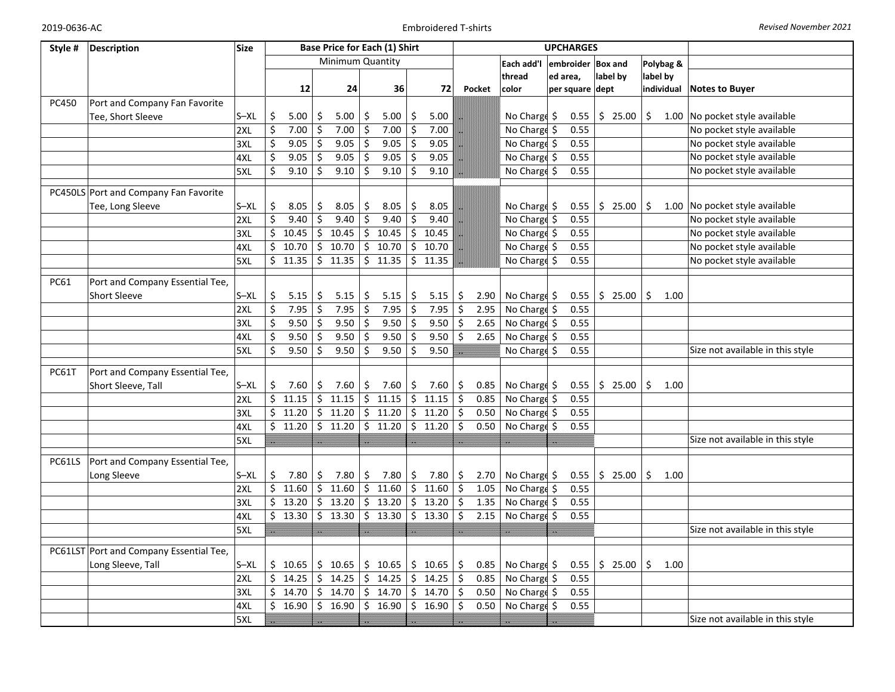# Embroidered T-shirts

| Style # | Description | Size | Base Price for Each (1) Shirt | | | | UPCHARGES | | | | | |
|---|---|---|---|---|---|---|---|---|---|---|---|---|
| | | | Minimum Quantity | | | | | | | | | |
| | | | 12 | 24 | 36 | 72 | Pocket | Each add'l thread color | embroidered area, per square | Box and label by dept | Polybag & label by individual | Notes to Buyer |
| PC450 | Port and Company Fan Favorite Tee, Short Sleeve | S–XL | $ 5.00 | $ 5.00 | $ 5.00 | $ 5.00 | | No Charge | $ 0.55 | $ 25.00 | $ 1.00 | No pocket style available |
| | | 2XL | $ 7.00 | $ 7.00 | $ 7.00 | $ 7.00 | | No Charge | $ 0.55 | | | No pocket style available |
| | | 3XL | $ 9.05 | $ 9.05 | $ 9.05 | $ 9.05 | | No Charge | $ 0.55 | | | No pocket style available |
| | | 4XL | $ 9.05 | $ 9.05 | $ 9.05 | $ 9.05 | | No Charge | $ 0.55 | | | No pocket style available |
| | | 5XL | $ 9.10 | $ 9.10 | $ 9.10 | $ 9.10 | | No Charge | $ 0.55 | | | No pocket style available |
| PC450LS | Port and Company Fan Favorite Tee, Long Sleeve | S–XL | $ 8.05 | $ 8.05 | $ 8.05 | $ 8.05 | | No Charge | $ 0.55 | $ 25.00 | $ 1.00 | No pocket style available |
| | | 2XL | $ 9.40 | $ 9.40 | $ 9.40 | $ 9.40 | | No Charge | $ 0.55 | | | No pocket style available |
| | | 3XL | $ 10.45 | $ 10.45 | $ 10.45 | $ 10.45 | | No Charge | $ 0.55 | | | No pocket style available |
| | | 4XL | $ 10.70 | $ 10.70 | $ 10.70 | $ 10.70 | | No Charge | $ 0.55 | | | No pocket style available |
| | | 5XL | $ 11.35 | $ 11.35 | $ 11.35 | $ 11.35 | | No Charge | $ 0.55 | | | No pocket style available |
| PC61 | Port and Company Essential Tee, Short Sleeve | S–XL | $ 5.15 | $ 5.15 | $ 5.15 | $ 5.15 | $ 2.90 | No Charge | $ 0.55 | $ 25.00 | $ 1.00 | |
| | | 2XL | $ 7.95 | $ 7.95 | $ 7.95 | $ 7.95 | $ 2.95 | No Charge | $ 0.55 | | | |
| | | 3XL | $ 9.50 | $ 9.50 | $ 9.50 | $ 9.50 | $ 2.65 | No Charge | $ 0.55 | | | |
| | | 4XL | $ 9.50 | $ 9.50 | $ 9.50 | $ 9.50 | $ 2.65 | No Charge | $ 0.55 | | | |
| | | 5XL | $ 9.50 | $ 9.50 | $ 9.50 | $ 9.50 | | No Charge | $ 0.55 | | | Size not available in this style |
| PC61T | Port and Company Essential Tee, Short Sleeve, Tall | S–XL | $ 7.60 | $ 7.60 | $ 7.60 | $ 7.60 | $ 0.85 | No Charge | $ 0.55 | $ 25.00 | $ 1.00 | |
| | | 2XL | $ 11.15 | $ 11.15 | $ 11.15 | $ 11.15 | $ 0.85 | No Charge | $ 0.55 | | | |
| | | 3XL | $ 11.20 | $ 11.20 | $ 11.20 | $ 11.20 | $ 0.50 | No Charge | $ 0.55 | | | |
| | | 4XL | $ 11.20 | $ 11.20 | $ 11.20 | $ 11.20 | $ 0.50 | No Charge | $ 0.55 | | | |
| | | 5XL | | | | | | | | | | Size not available in this style |
| PC61LS | Port and Company Essential Tee, Long Sleeve | S–XL | $ 7.80 | $ 7.80 | $ 7.80 | $ 7.80 | $ 2.70 | No Charge | $ 0.55 | $ 25.00 | $ 1.00 | |
| | | 2XL | $ 11.60 | $ 11.60 | $ 11.60 | $ 11.60 | $ 1.05 | No Charge | $ 0.55 | | | |
| | | 3XL | $ 13.20 | $ 13.20 | $ 13.20 | $ 13.20 | $ 1.35 | No Charge | $ 0.55 | | | |
| | | 4XL | $ 13.30 | $ 13.30 | $ 13.30 | $ 13.30 | $ 2.15 | No Charge | $ 0.55 | | | |
| | | 5XL | | | | | | | | | | Size not available in this style |
| PC61LST | Port and Company Essential Tee, Long Sleeve, Tall | S–XL | $ 10.65 | $ 10.65 | $ 10.65 | $ 10.65 | $ 0.85 | No Charge | $ 0.55 | $ 25.00 | $ 1.00 | |
| | | 2XL | $ 14.25 | $ 14.25 | $ 14.25 | $ 14.25 | $ 0.85 | No Charge | $ 0.55 | | | |
| | | 3XL | $ 14.70 | $ 14.70 | $ 14.70 | $ 14.70 | $ 0.50 | No Charge | $ 0.55 | | | |
| | | 4XL | $ 16.90 | $ 16.90 | $ 16.90 | $ 16.90 | $ 0.50 | No Charge | $ 0.55 | | | |
| | | 5XL | | | | | | | | | | Size not available in this style |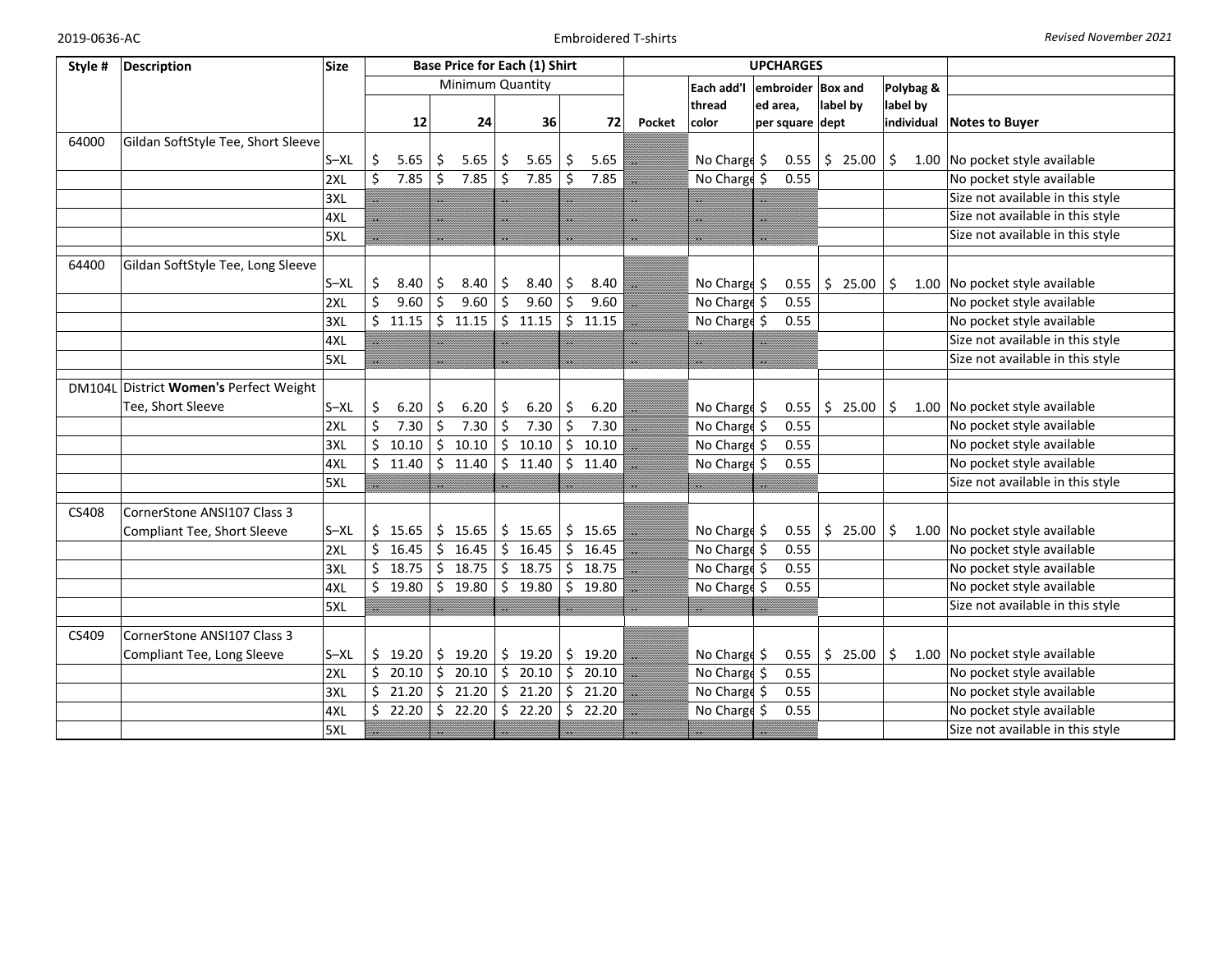Embroidered T-shirts

| Style # | Description | Size | Base Price for Each (1) Shirt | | | | UPCHARGES | | | | | |
|---|---|---|---|---|---|---|---|---|---|---|---|---|
| | | | Minimum Quantity | | | | | | | | | |
| | | | 12 | 24 | 36 | 72 | Pocket | Each add'l thread color | embroidered area, per square | Box and label by dept | Polybag & label by individual | Notes to Buyer |
| 64000 | Gildan SoftStyle Tee, Short Sleeve | S–XL | $ 5.65 | $ 5.65 | $ 5.65 | $ 5.65 | .. | No Charge | $ 0.55 | $ 25.00 | $ 1.00 | No pocket style available |
| | | 2XL | $ 7.85 | $ 7.85 | $ 7.85 | $ 7.85 | .. | No Charge | $ 0.55 | | | No pocket style available |
| | | 3XL | .. | .. | .. | .. | .. | .. | .. | | | Size not available in this style |
| | | 4XL | .. | .. | .. | .. | .. | .. | .. | | | Size not available in this style |
| | | 5XL | .. | .. | .. | .. | .. | .. | .. | | | Size not available in this style |
| 64400 | Gildan SoftStyle Tee, Long Sleeve | S–XL | $ 8.40 | $ 8.40 | $ 8.40 | $ 8.40 | .. | No Charge | $ 0.55 | $ 25.00 | $ 1.00 | No pocket style available |
| | | 2XL | $ 9.60 | $ 9.60 | $ 9.60 | $ 9.60 | .. | No Charge | $ 0.55 | | | No pocket style available |
| | | 3XL | $ 11.15 | $ 11.15 | $ 11.15 | $ 11.15 | .. | No Charge | $ 0.55 | | | No pocket style available |
| | | 4XL | .. | .. | .. | .. | .. | .. | .. | | | Size not available in this style |
| | | 5XL | .. | .. | .. | .. | .. | .. | .. | | | Size not available in this style |
| DM104L | District **Women's** Perfect Weight Tee, Short Sleeve | S–XL | $ 6.20 | $ 6.20 | $ 6.20 | $ 6.20 | .. | No Charge | $ 0.55 | $ 25.00 | $ 1.00 | No pocket style available |
| | | 2XL | $ 7.30 | $ 7.30 | $ 7.30 | $ 7.30 | .. | No Charge | $ 0.55 | | | No pocket style available |
| | | 3XL | $ 10.10 | $ 10.10 | $ 10.10 | $ 10.10 | .. | No Charge | $ 0.55 | | | No pocket style available |
| | | 4XL | $ 11.40 | $ 11.40 | $ 11.40 | $ 11.40 | .. | No Charge | $ 0.55 | | | No pocket style available |
| | | 5XL | .. | .. | .. | .. | .. | .. | .. | | | Size not available in this style |
| CS408 | CornerStone ANSI107 Class 3 Compliant Tee, Short Sleeve | S–XL | $ 15.65 | $ 15.65 | $ 15.65 | $ 15.65 | .. | No Charge | $ 0.55 | $ 25.00 | $ 1.00 | No pocket style available |
| | | 2XL | $ 16.45 | $ 16.45 | $ 16.45 | $ 16.45 | .. | No Charge | $ 0.55 | | | No pocket style available |
| | | 3XL | $ 18.75 | $ 18.75 | $ 18.75 | $ 18.75 | .. | No Charge | $ 0.55 | | | No pocket style available |
| | | 4XL | $ 19.80 | $ 19.80 | $ 19.80 | $ 19.80 | .. | No Charge | $ 0.55 | | | No pocket style available |
| | | 5XL | .. | .. | .. | .. | .. | .. | .. | | | Size not available in this style |
| CS409 | CornerStone ANSI107 Class 3 Compliant Tee, Long Sleeve | S–XL | $ 19.20 | $ 19.20 | $ 19.20 | $ 19.20 | .. | No Charge | $ 0.55 | $ 25.00 | $ 1.00 | No pocket style available |
| | | 2XL | $ 20.10 | $ 20.10 | $ 20.10 | $ 20.10 | .. | No Charge | $ 0.55 | | | No pocket style available |
| | | 3XL | $ 21.20 | $ 21.20 | $ 21.20 | $ 21.20 | .. | No Charge | $ 0.55 | | | No pocket style available |
| | | 4XL | $ 22.20 | $ 22.20 | $ 22.20 | $ 22.20 | .. | No Charge | $ 0.55 | | | No pocket style available |
| | | 5XL | .. | .. | .. | .. | .. | .. | .. | | | Size not available in this style |